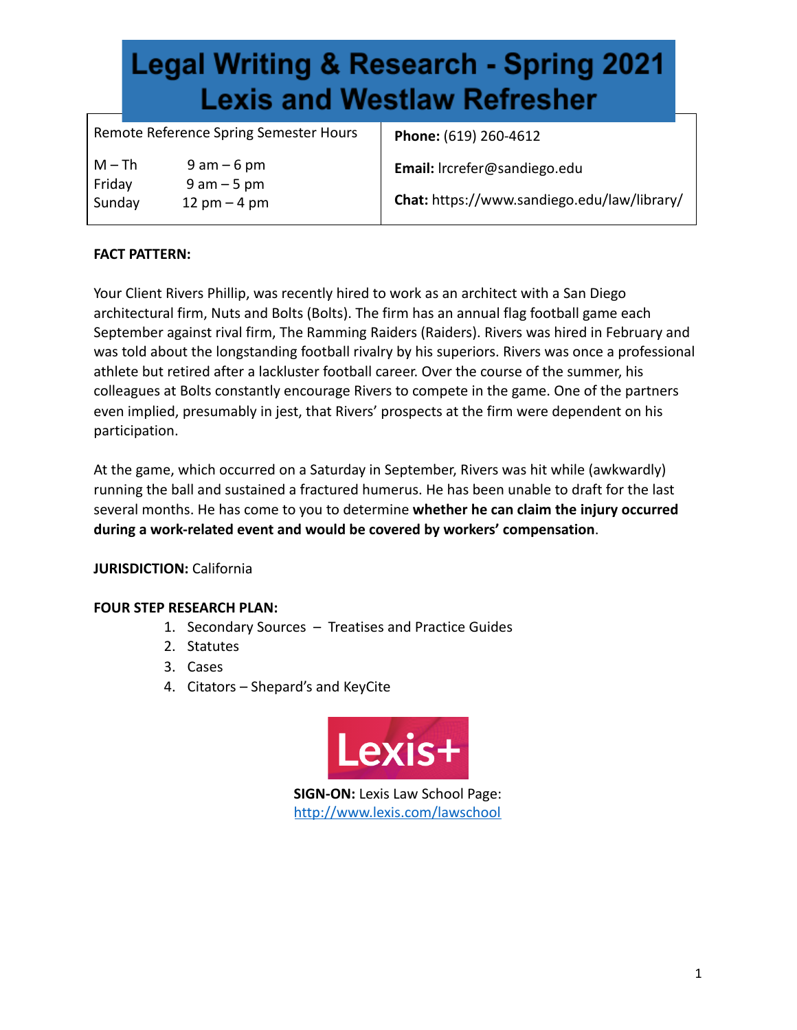# Legal Writing & Research - Spring 2021
# Lexis and Westlaw Refresher

| Remote Reference Spring Semester Hours | |
| --- | --- |
| M – Th 9 am – 6 pm<br>Friday 9 am – 5 pm<br>Sunday 12 pm – 4 pm | **Phone:** (619) 260-4612<br>**Email:** lrcrefer@sandiego.edu<br>**Chat:** https://www.sandiego.edu/law/library/ |

**FACT PATTERN:**

Your Client Rivers Phillip, was recently hired to work as an architect with a San Diego architectural firm, Nuts and Bolts (Bolts). The firm has an annual flag football game each September against rival firm, The Ramming Raiders (Raiders). Rivers was hired in February and was told about the longstanding football rivalry by his superiors. Rivers was once a professional athlete but retired after a lackluster football career. Over the course of the summer, his colleagues at Bolts constantly encourage Rivers to compete in the game. One of the partners even implied, presumably in jest, that Rivers' prospects at the firm were dependent on his participation.

At the game, which occurred on a Saturday in September, Rivers was hit while (awkwardly) running the ball and sustained a fractured humerus. He has been unable to draft for the last several months. He has come to you to determine **whether he can claim the injury occurred during a work-related event and would be covered by workers' compensation**.

**JURISDICTION:** California

**FOUR STEP RESEARCH PLAN:**

1. Secondary Sources – Treatises and Practice Guides
2. Statutes
3. Cases
4. Citators – Shepard's and KeyCite

Lexis+

**SIGN-ON:** Lexis Law School Page: http://www.lexis.com/lawschool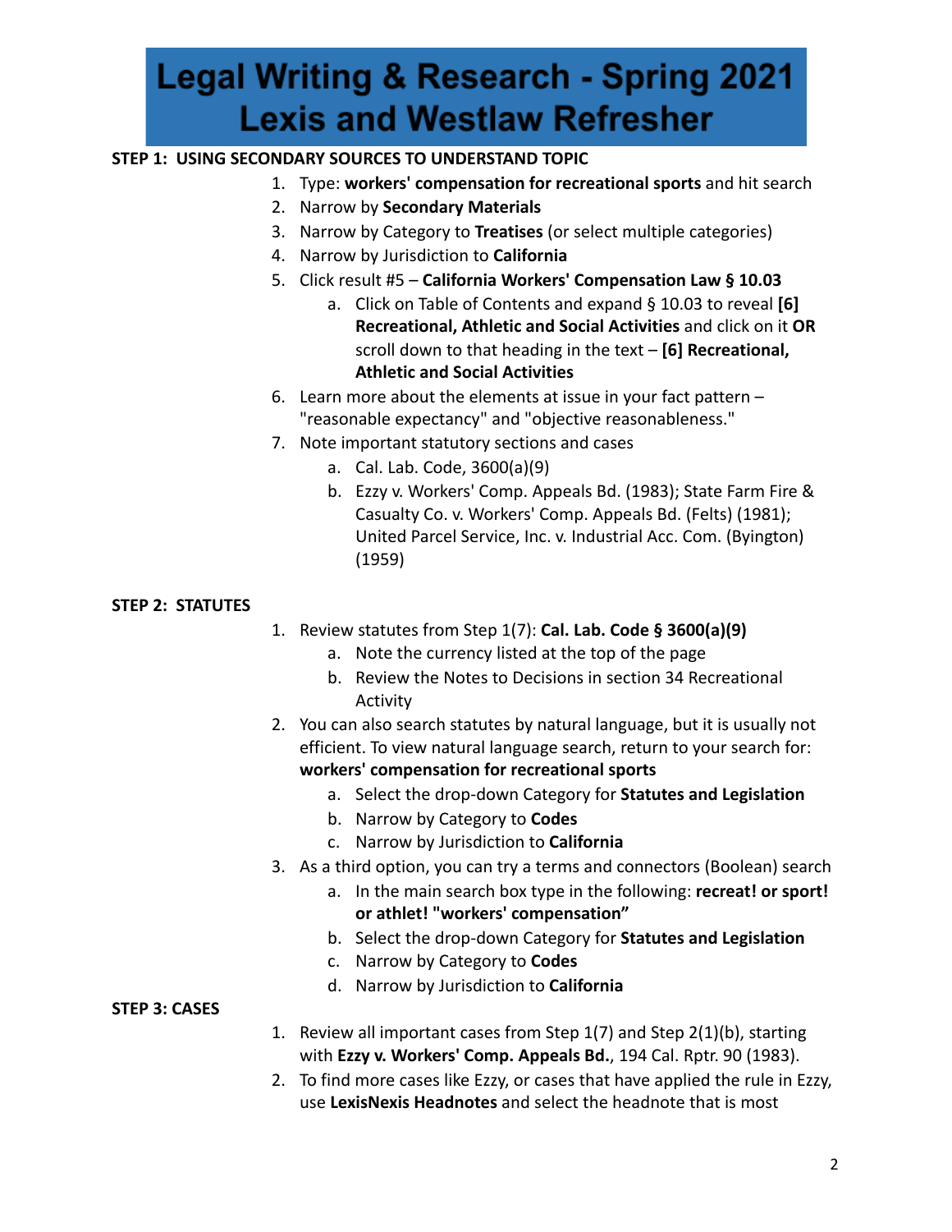# Legal Writing & Research - Spring 2021 Lexis and Westlaw Refresher

**STEP 1: USING SECONDARY SOURCES TO UNDERSTAND TOPIC**

1. Type: **workers' compensation for recreational sports** and hit search
2. Narrow by **Secondary Materials**
3. Narrow by Category to **Treatises** (or select multiple categories)
4. Narrow by Jurisdiction to **California**
5. Click result #5 – **California Workers' Compensation Law § 10.03**
    a. Click on Table of Contents and expand § 10.03 to reveal **[6] Recreational, Athletic and Social Activities** and click on it **OR** scroll down to that heading in the text – **[6] Recreational, Athletic and Social Activities**
6. Learn more about the elements at issue in your fact pattern – "reasonable expectancy" and "objective reasonableness."
7. Note important statutory sections and cases
    a. Cal. Lab. Code, 3600(a)(9)
    b. Ezzy v. Workers' Comp. Appeals Bd. (1983); State Farm Fire & Casualty Co. v. Workers' Comp. Appeals Bd. (Felts) (1981); United Parcel Service, Inc. v. Industrial Acc. Com. (Byington) (1959)

**STEP 2: STATUTES**

1. Review statutes from Step 1(7): **Cal. Lab. Code § 3600(a)(9)**
    a. Note the currency listed at the top of the page
    b. Review the Notes to Decisions in section 34 Recreational Activity
2. You can also search statutes by natural language, but it is usually not efficient. To view natural language search, return to your search for: **workers' compensation for recreational sports**
    a. Select the drop-down Category for **Statutes and Legislation**
    b. Narrow by Category to **Codes**
    c. Narrow by Jurisdiction to **California**
3. As a third option, you can try a terms and connectors (Boolean) search
    a. In the main search box type in the following: **recreat! or sport! or athlet! "workers' compensation"**
    b. Select the drop-down Category for **Statutes and Legislation**
    c. Narrow by Category to **Codes**
    d. Narrow by Jurisdiction to **California**

**STEP 3: CASES**

1. Review all important cases from Step 1(7) and Step 2(1)(b), starting with **Ezzy v. Workers' Comp. Appeals Bd.**, 194 Cal. Rptr. 90 (1983).
2. To find more cases like Ezzy, or cases that have applied the rule in Ezzy, use **LexisNexis Headnotes** and select the headnote that is most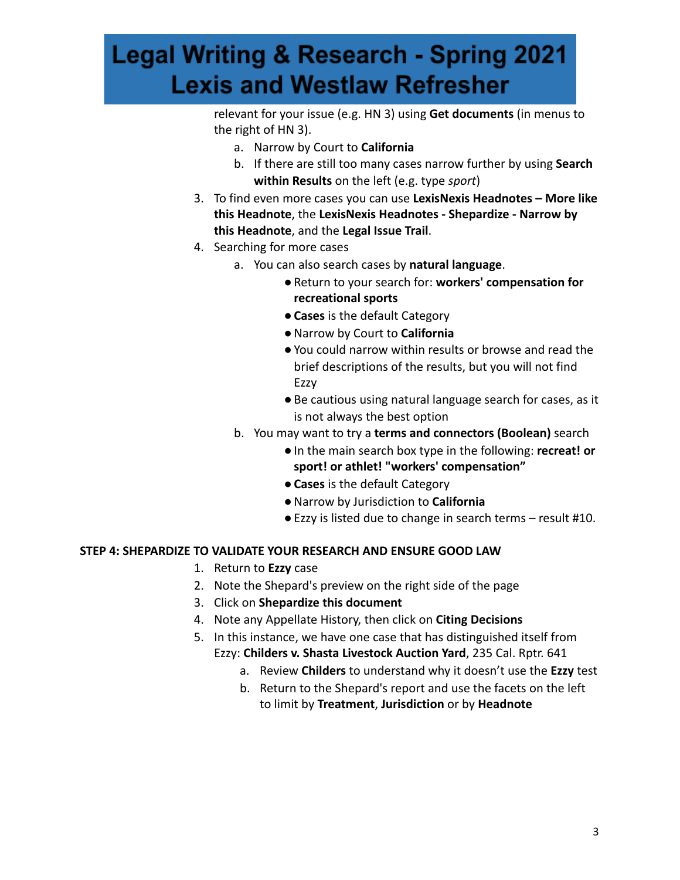relevant for your issue (e.g. HN 3) using **Get documents** (in menus to the right of HN 3).

   a. Narrow by Court to **California**
   b. If there are still too many cases narrow further by using **Search within Results** on the left (e.g. type *sport*)

3. To find even more cases you can use **LexisNexis Headnotes – More like this Headnote**, the **LexisNexis Headnotes - Shepardize - Narrow by this Headnote**, and the **Legal Issue Trail**.
4. Searching for more cases
   a. You can also search cases by **natural language**.
      - Return to your search for: **workers' compensation for recreational sports**
      - **Cases** is the default Category
      - Narrow by Court to **California**
      - You could narrow within results or browse and read the brief descriptions of the results, but you will not find Ezzy
      - Be cautious using natural language search for cases, as it is not always the best option
   b. You may want to try a **terms and connectors (Boolean)** search
      - In the main search box type in the following: **recreat! or sport! or athlet! "workers' compensation"**
      - **Cases** is the default Category
      - Narrow by Jurisdiction to **California**
      - Ezzy is listed due to change in search terms – result #10.

**STEP 4: SHEPARDIZE TO VALIDATE YOUR RESEARCH AND ENSURE GOOD LAW**

1. Return to **Ezzy** case
2. Note the Shepard's preview on the right side of the page
3. Click on **Shepardize this document**
4. Note any Appellate History, then click on **Citing Decisions**
5. In this instance, we have one case that has distinguished itself from Ezzy: **Childers v. Shasta Livestock Auction Yard**, 235 Cal. Rptr. 641
   a. Review **Childers** to understand why it doesn't use the **Ezzy** test
   b. Return to the Shepard's report and use the facets on the left to limit by **Treatment**, **Jurisdiction** or by **Headnote**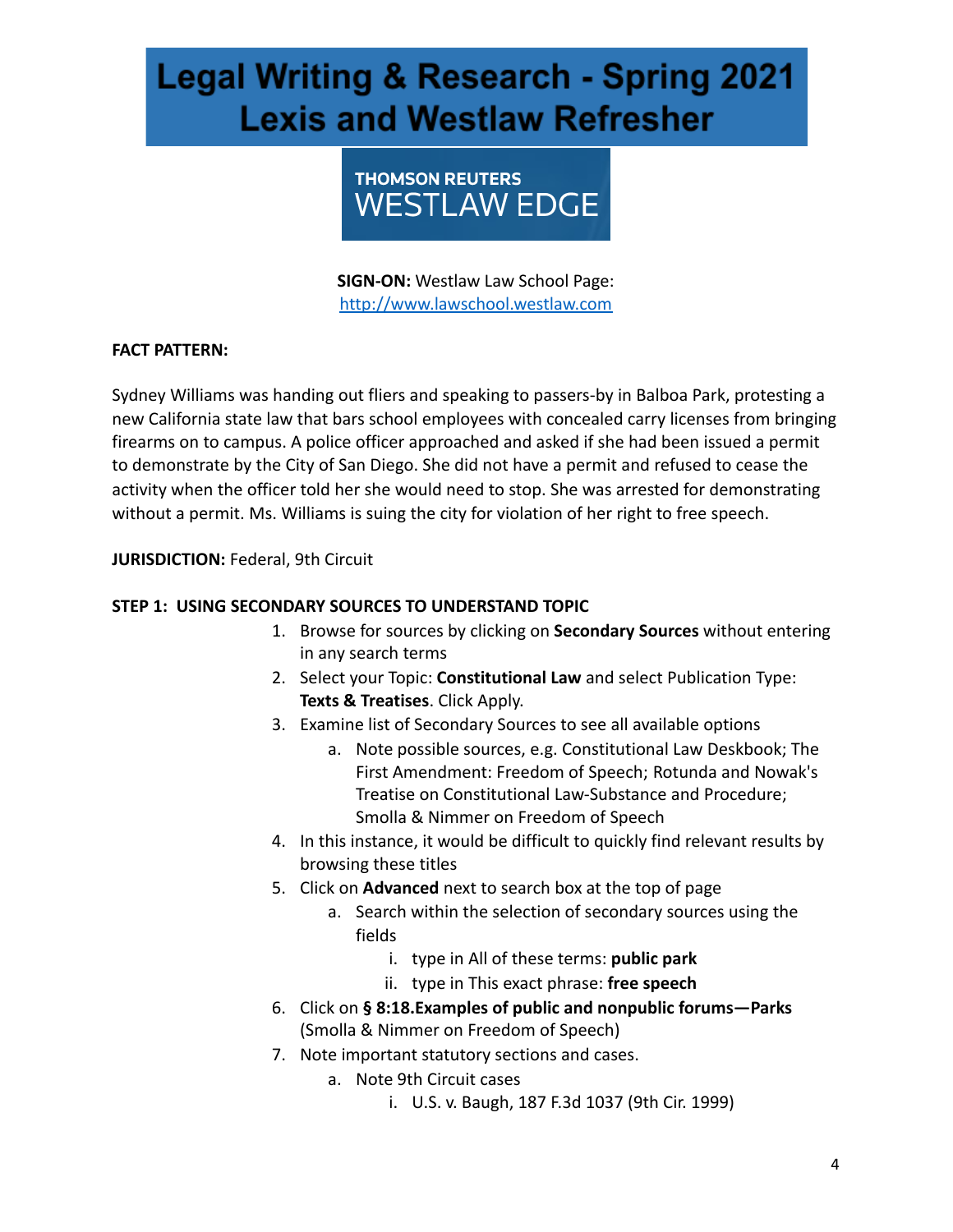# Legal Writing & Research - Spring 2021
# Lexis and Westlaw Refresher

THOMSON REUTERS
WESTLAW EDGE

**SIGN-ON:** Westlaw Law School Page: http://www.lawschool.westlaw.com

**FACT PATTERN:**

Sydney Williams was handing out fliers and speaking to passers-by in Balboa Park, protesting a new California state law that bars school employees with concealed carry licenses from bringing firearms on to campus. A police officer approached and asked if she had been issued a permit to demonstrate by the City of San Diego. She did not have a permit and refused to cease the activity when the officer told her she would need to stop. She was arrested for demonstrating without a permit. Ms. Williams is suing the city for violation of her right to free speech.

**JURISDICTION:** Federal, 9th Circuit

**STEP 1: USING SECONDARY SOURCES TO UNDERSTAND TOPIC**

1. Browse for sources by clicking on **Secondary Sources** without entering in any search terms
2. Select your Topic: **Constitutional Law** and select Publication Type: **Texts & Treatises**. Click Apply.
3. Examine list of Secondary Sources to see all available options
   a. Note possible sources, e.g. Constitutional Law Deskbook; The First Amendment: Freedom of Speech; Rotunda and Nowak's Treatise on Constitutional Law-Substance and Procedure; Smolla & Nimmer on Freedom of Speech
4. In this instance, it would be difficult to quickly find relevant results by browsing these titles
5. Click on **Advanced** next to search box at the top of page
   a. Search within the selection of secondary sources using the fields
      i. type in All of these terms: **public park**
      ii. type in This exact phrase: **free speech**
6. Click on **§ 8:18.Examples of public and nonpublic forums—Parks** (Smolla & Nimmer on Freedom of Speech)
7. Note important statutory sections and cases.
   a. Note 9th Circuit cases
      i. U.S. v. Baugh, 187 F.3d 1037 (9th Cir. 1999)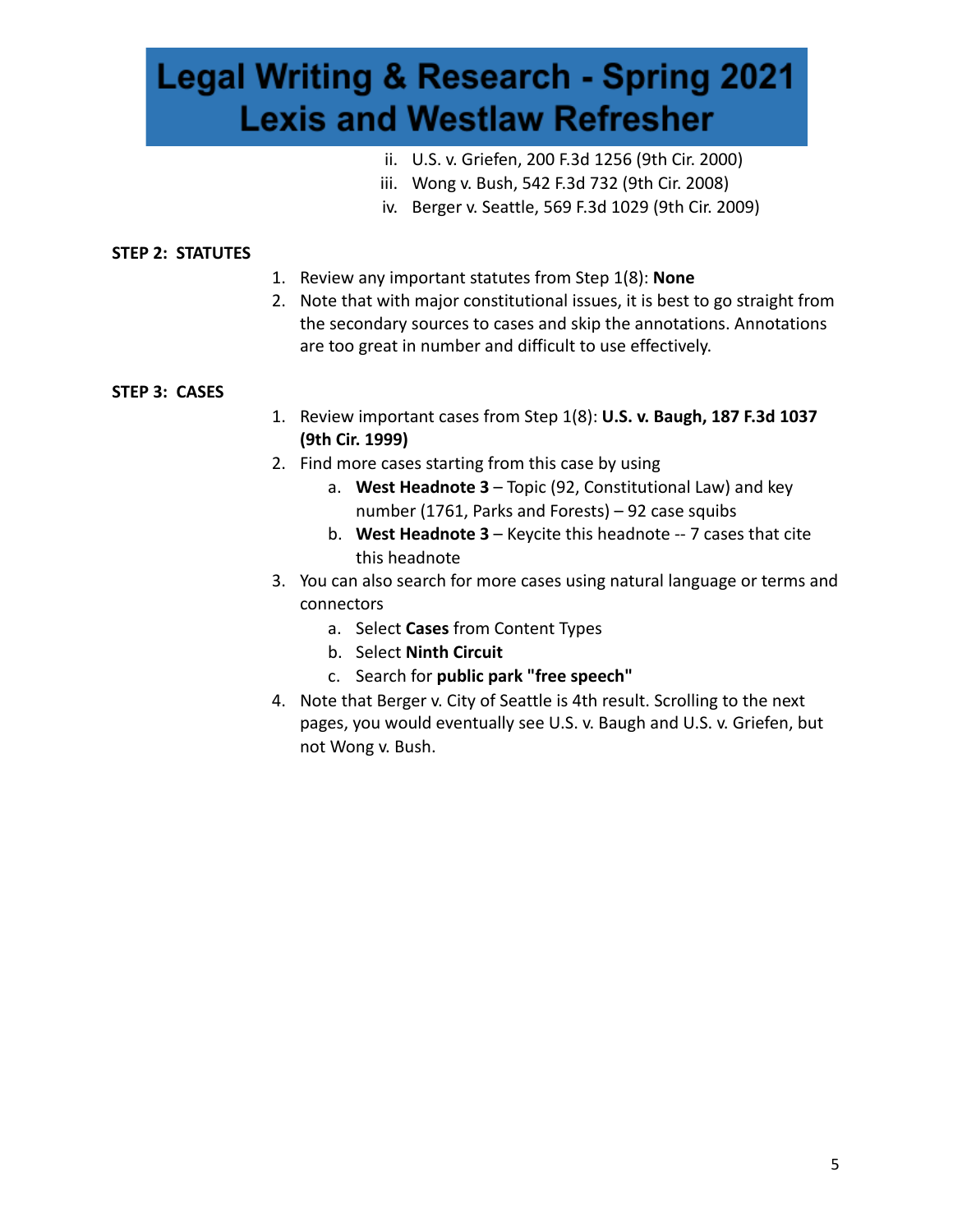ii. U.S. v. Griefen, 200 F.3d 1256 (9th Cir. 2000)
iii. Wong v. Bush, 542 F.3d 732 (9th Cir. 2008)
iv. Berger v. Seattle, 569 F.3d 1029 (9th Cir. 2009)

**STEP 2: STATUTES**

1. Review any important statutes from Step 1(8): **None**
2. Note that with major constitutional issues, it is best to go straight from the secondary sources to cases and skip the annotations. Annotations are too great in number and difficult to use effectively.

**STEP 3: CASES**

1. Review important cases from Step 1(8): **U.S. v. Baugh, 187 F.3d 1037 (9th Cir. 1999)**
2. Find more cases starting from this case by using
   a. **West Headnote 3** – Topic (92, Constitutional Law) and key number (1761, Parks and Forests) – 92 case squibs
   b. **West Headnote 3** – Keycite this headnote -- 7 cases that cite this headnote
3. You can also search for more cases using natural language or terms and connectors
   a. Select **Cases** from Content Types
   b. Select **Ninth Circuit**
   c. Search for **public park "free speech"**
4. Note that Berger v. City of Seattle is 4th result. Scrolling to the next pages, you would eventually see U.S. v. Baugh and U.S. v. Griefen, but not Wong v. Bush.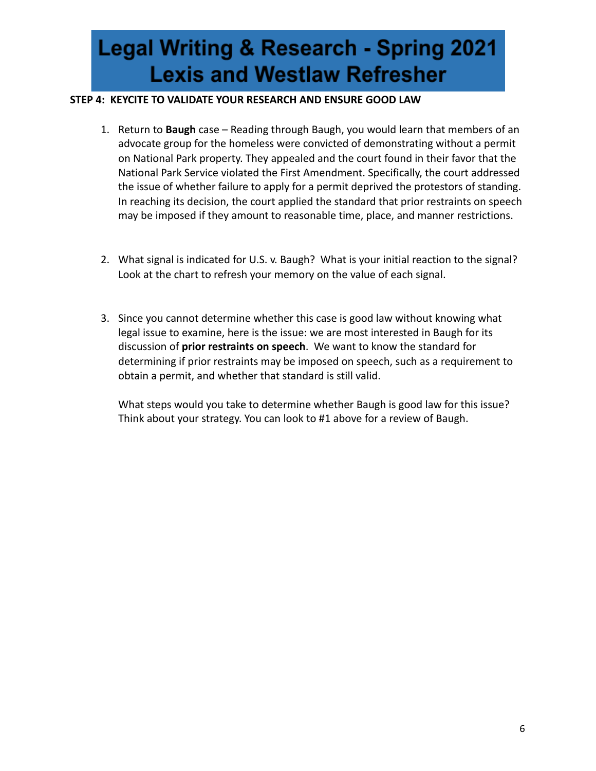# Legal Writing & Research - Spring 2021
# Lexis and Westlaw Refresher

**STEP 4: KEYCITE TO VALIDATE YOUR RESEARCH AND ENSURE GOOD LAW**

1. Return to **Baugh** case – Reading through Baugh, you would learn that members of an advocate group for the homeless were convicted of demonstrating without a permit on National Park property. They appealed and the court found in their favor that the National Park Service violated the First Amendment. Specifically, the court addressed the issue of whether failure to apply for a permit deprived the protestors of standing. In reaching its decision, the court applied the standard that prior restraints on speech may be imposed if they amount to reasonable time, place, and manner restrictions.

2. What signal is indicated for U.S. v. Baugh? What is your initial reaction to the signal? Look at the chart to refresh your memory on the value of each signal.

3. Since you cannot determine whether this case is good law without knowing what legal issue to examine, here is the issue: we are most interested in Baugh for its discussion of **prior restraints on speech**. We want to know the standard for determining if prior restraints may be imposed on speech, such as a requirement to obtain a permit, and whether that standard is still valid.

   What steps would you take to determine whether Baugh is good law for this issue? Think about your strategy. You can look to #1 above for a review of Baugh.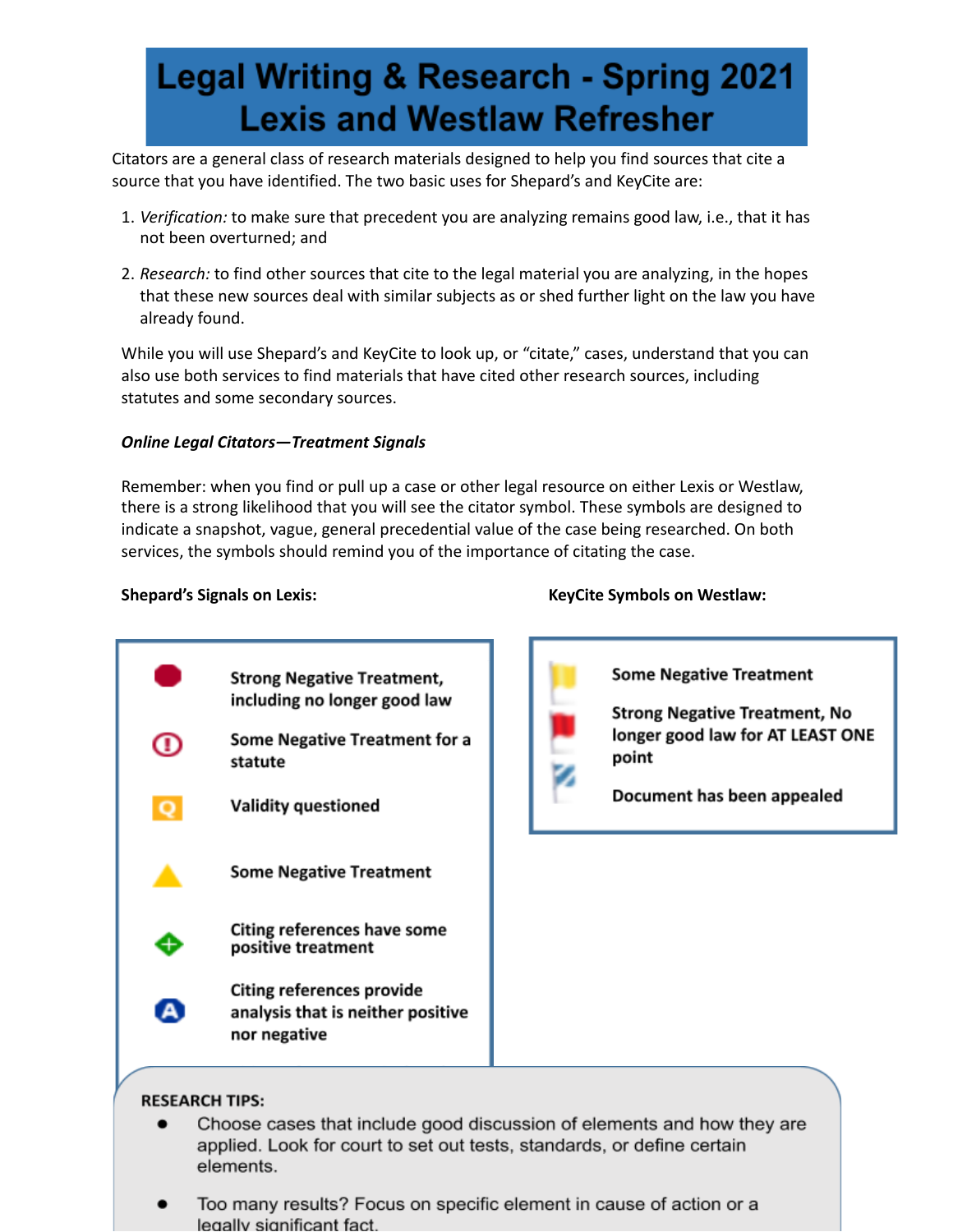# Legal Writing & Research - Spring 2021 Lexis and Westlaw Refresher

Citators are a general class of research materials designed to help you find sources that cite a source that you have identified. The two basic uses for Shepard's and KeyCite are:

1. *Verification:* to make sure that precedent you are analyzing remains good law, i.e., that it has not been overturned; and
2. *Research:* to find other sources that cite to the legal material you are analyzing, in the hopes that these new sources deal with similar subjects as or shed further light on the law you have already found.

While you will use Shepard's and KeyCite to look up, or "citate," cases, understand that you can also use both services to find materials that have cited other research sources, including statutes and some secondary sources.

***Online Legal Citators—Treatment Signals***

Remember: when you find or pull up a case or other legal resource on either Lexis or Westlaw, there is a strong likelihood that you will see the citator symbol. These symbols are designed to indicate a snapshot, vague, general precedential value of the case being researched. On both services, the symbols should remind you of the importance of citating the case.

**Shepard's Signals on Lexis:**

| Signal | Meaning |
| --- | --- |
| Red stop sign | **Strong Negative Treatment, including no longer good law** |
| Red circle with exclamation point | **Some Negative Treatment for a statute** |
| Orange "Q" | **Validity questioned** |
| Yellow triangle | **Some Negative Treatment** |
| Green plus | **Citing references have some positive treatment** |
| Blue "A" | **Citing references provide analysis that is neither positive nor negative** |

**KeyCite Symbols on Westlaw:**

| Symbol | Meaning |
| --- | --- |
| Yellow flag | **Some Negative Treatment** |
| Red flag | **Strong Negative Treatment, No longer good law for AT LEAST ONE point** |
| Blue striped flag | **Document has been appealed** |

**RESEARCH TIPS:**

- Choose cases that include good discussion of elements and how they are applied. Look for court to set out tests, standards, or define certain elements.
- Too many results? Focus on specific element in cause of action or a legally significant fact.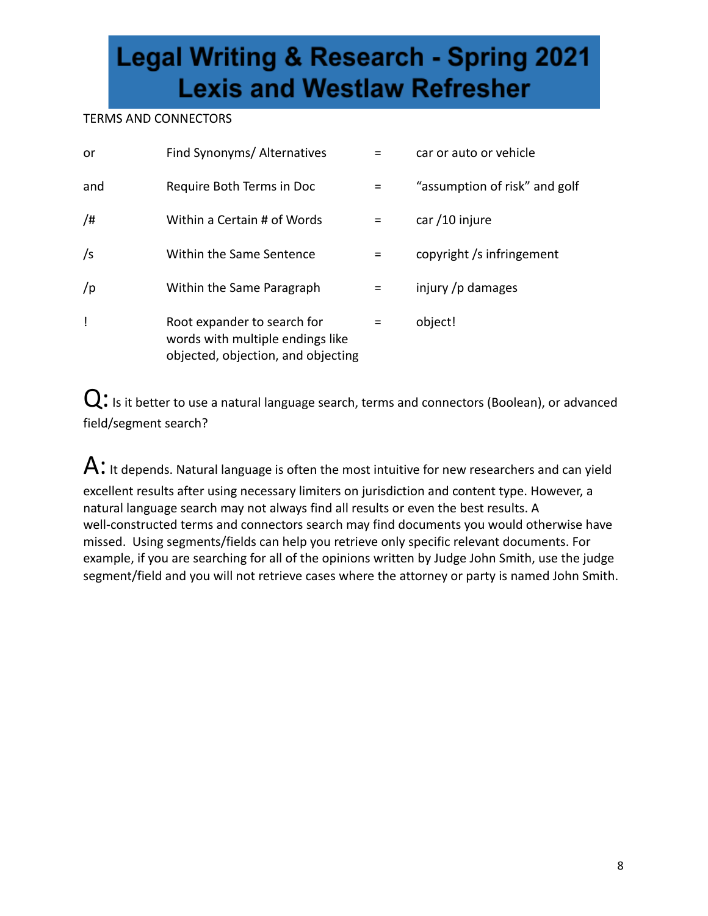# Legal Writing & Research - Spring 2021 Lexis and Westlaw Refresher

TERMS AND CONNECTORS

| | | | |
|---|---|---|---|
| or | Find Synonyms/ Alternatives | = | car or auto or vehicle |
| and | Require Both Terms in Doc | = | "assumption of risk" and golf |
| /# | Within a Certain # of Words | = | car /10 injure |
| /s | Within the Same Sentence | = | copyright /s infringement |
| /p | Within the Same Paragraph | = | injury /p damages |
| ! | Root expander to search for words with multiple endings like objected, objection, and objecting | = | object! |

**Q:** Is it better to use a natural language search, terms and connectors (Boolean), or advanced field/segment search?

**A:** It depends. Natural language is often the most intuitive for new researchers and can yield excellent results after using necessary limiters on jurisdiction and content type. However, a natural language search may not always find all results or even the best results. A well-constructed terms and connectors search may find documents you would otherwise have missed. Using segments/fields can help you retrieve only specific relevant documents. For example, if you are searching for all of the opinions written by Judge John Smith, use the judge segment/field and you will not retrieve cases where the attorney or party is named John Smith.